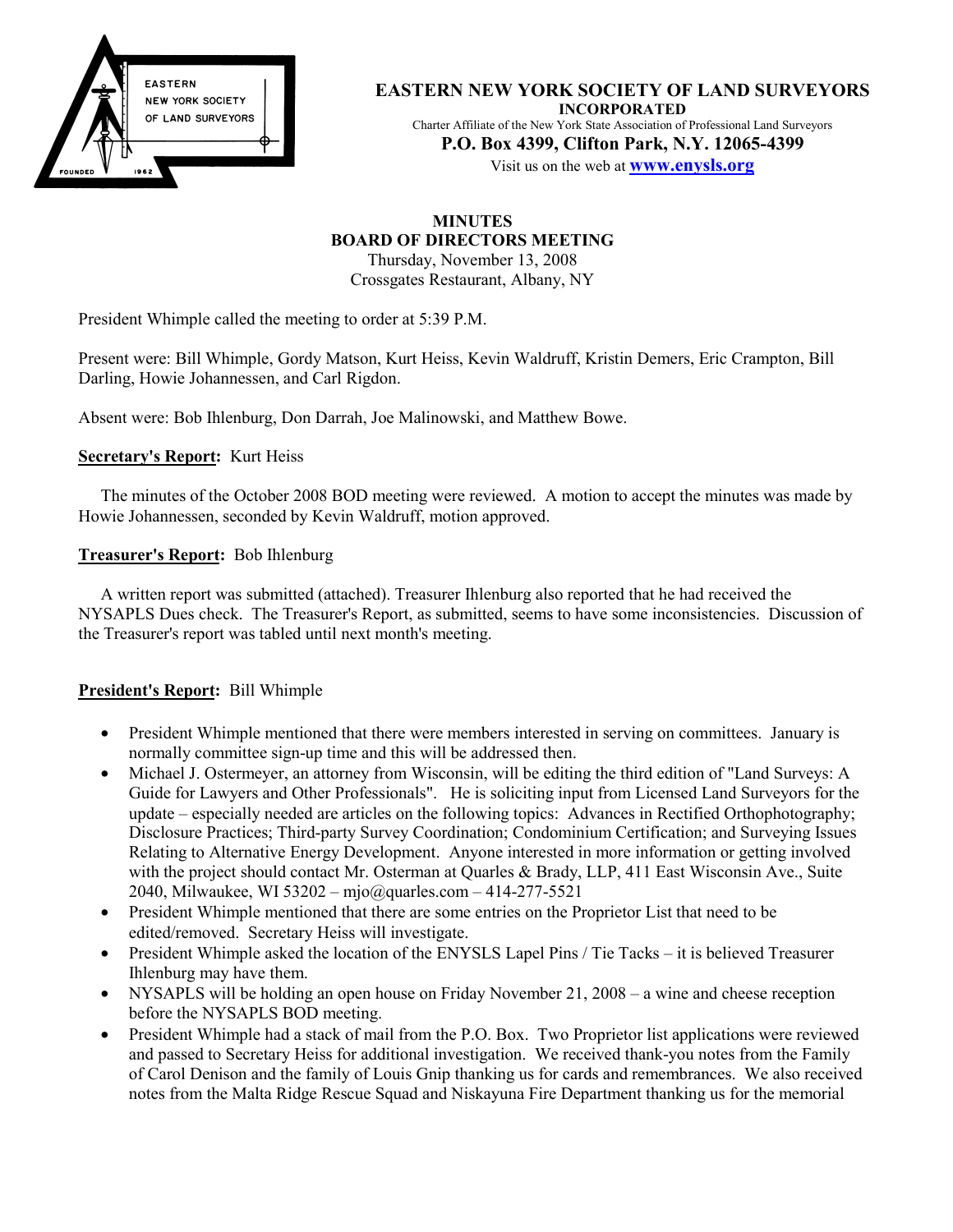**EASTERN NEW YORK SOCIETY OF LAND SURVEYORS**
**INCORPORATED**
Charter Affiliate of the New York State Association of Professional Land Surveyors
**P.O. Box 4399, Clifton Park, N.Y. 12065-4399**
Visit us on the web at **www.enysls.org**

# MINUTES
## BOARD OF DIRECTORS MEETING

Thursday, November 13, 2008
Crossgates Restaurant, Albany, NY

President Whimple called the meeting to order at 5:39 P.M.

Present were: Bill Whimple, Gordy Matson, Kurt Heiss, Kevin Waldruff, Kristin Demers, Eric Crampton, Bill Darling, Howie Johannessen, and Carl Rigdon.

Absent were: Bob Ihlenburg, Don Darrah, Joe Malinowski, and Matthew Bowe.

**Secretary's Report:** Kurt Heiss

The minutes of the October 2008 BOD meeting were reviewed. A motion to accept the minutes was made by Howie Johannessen, seconded by Kevin Waldruff, motion approved.

**Treasurer's Report:** Bob Ihlenburg

A written report was submitted (attached). Treasurer Ihlenburg also reported that he had received the NYSAPLS Dues check. The Treasurer's Report, as submitted, seems to have some inconsistencies. Discussion of the Treasurer's report was tabled until next month's meeting.

**President's Report:** Bill Whimple

- President Whimple mentioned that there were members interested in serving on committees. January is normally committee sign-up time and this will be addressed then.
- Michael J. Ostermeyer, an attorney from Wisconsin, will be editing the third edition of "Land Surveys: A Guide for Lawyers and Other Professionals". He is soliciting input from Licensed Land Surveyors for the update – especially needed are articles on the following topics: Advances in Rectified Orthophotography; Disclosure Practices; Third-party Survey Coordination; Condominium Certification; and Surveying Issues Relating to Alternative Energy Development. Anyone interested in more information or getting involved with the project should contact Mr. Osterman at Quarles & Brady, LLP, 411 East Wisconsin Ave., Suite 2040, Milwaukee, WI 53202 – mjo@quarles.com – 414-277-5521
- President Whimple mentioned that there are some entries on the Proprietor List that need to be edited/removed. Secretary Heiss will investigate.
- President Whimple asked the location of the ENYSLS Lapel Pins / Tie Tacks – it is believed Treasurer Ihlenburg may have them.
- NYSAPLS will be holding an open house on Friday November 21, 2008 – a wine and cheese reception before the NYSAPLS BOD meeting.
- President Whimple had a stack of mail from the P.O. Box. Two Proprietor list applications were reviewed and passed to Secretary Heiss for additional investigation. We received thank-you notes from the Family of Carol Denison and the family of Louis Gnip thanking us for cards and remembrances. We also received notes from the Malta Ridge Rescue Squad and Niskayuna Fire Department thanking us for the memorial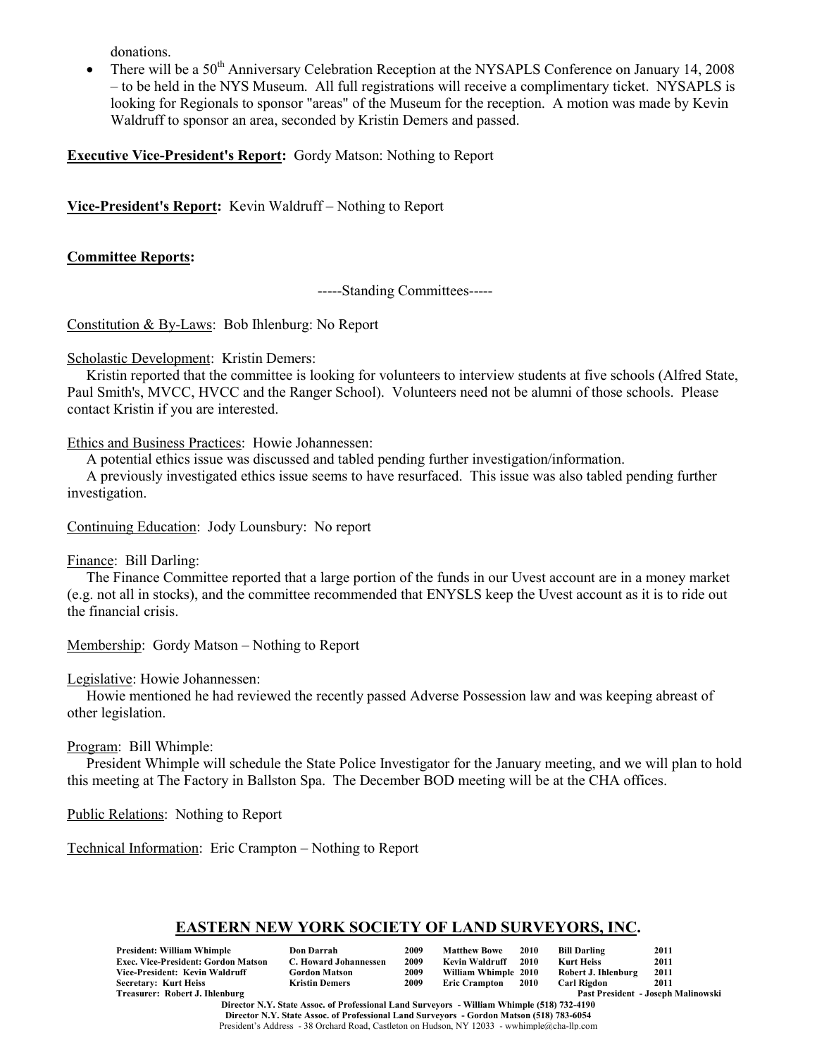donations.

- There will be a 50th Anniversary Celebration Reception at the NYSAPLS Conference on January 14, 2008 – to be held in the NYS Museum. All full registrations will receive a complimentary ticket. NYSAPLS is looking for Regionals to sponsor "areas" of the Museum for the reception. A motion was made by Kevin Waldruff to sponsor an area, seconded by Kristin Demers and passed.

**Executive Vice-President's Report:** Gordy Matson: Nothing to Report

**Vice-President's Report:** Kevin Waldruff – Nothing to Report

**Committee Reports:**

-----Standing Committees-----

Constitution & By-Laws: Bob Ihlenburg: No Report

Scholastic Development: Kristin Demers:

Kristin reported that the committee is looking for volunteers to interview students at five schools (Alfred State, Paul Smith's, MVCC, HVCC and the Ranger School). Volunteers need not be alumni of those schools. Please contact Kristin if you are interested.

Ethics and Business Practices: Howie Johannessen:

A potential ethics issue was discussed and tabled pending further investigation/information.

A previously investigated ethics issue seems to have resurfaced. This issue was also tabled pending further investigation.

Continuing Education: Jody Lounsbury: No report

Finance: Bill Darling:

The Finance Committee reported that a large portion of the funds in our Uvest account are in a money market (e.g. not all in stocks), and the committee recommended that ENYSLS keep the Uvest account as it is to ride out the financial crisis.

Membership: Gordy Matson – Nothing to Report

Legislative: Howie Johannessen:

Howie mentioned he had reviewed the recently passed Adverse Possession law and was keeping abreast of other legislation.

Program: Bill Whimple:

President Whimple will schedule the State Police Investigator for the January meeting, and we will plan to hold this meeting at The Factory in Ballston Spa. The December BOD meeting will be at the CHA offices.

Public Relations: Nothing to Report

Technical Information: Eric Crampton – Nothing to Report

## EASTERN NEW YORK SOCIETY OF LAND SURVEYORS, INC.

| | | | | | | |
|---|---|---|---|---|---|---|
| **President: William Whimple** | **Don Darrah** | **2009** | **Matthew Bowe** | **2010** | **Bill Darling** | **2011** |
| **Exec. Vice-President: Gordon Matson** | **C. Howard Johannessen** | **2009** | **Kevin Waldruff** | **2010** | **Kurt Heiss** | **2011** |
| **Vice-President: Kevin Waldruff** | **Gordon Matson** | **2009** | **William Whimple** | **2010** | **Robert J. Ihlenburg** | **2011** |
| **Secretary: Kurt Heiss** | **Kristin Demers** | **2009** | **Eric Crampton** | **2010** | **Carl Rigdon** | **2011** |
| **Treasurer: Robert J. Ihlenburg** | | | | | **Past President - Joseph Malinowski** | |

**Director N.Y. State Assoc. of Professional Land Surveyors - William Whimple (518) 732-4190**
**Director N.Y. State Assoc. of Professional Land Surveyors - Gordon Matson (518) 783-6054**
President's Address - 38 Orchard Road, Castleton on Hudson, NY 12033 - wwhimple@cha-llp.com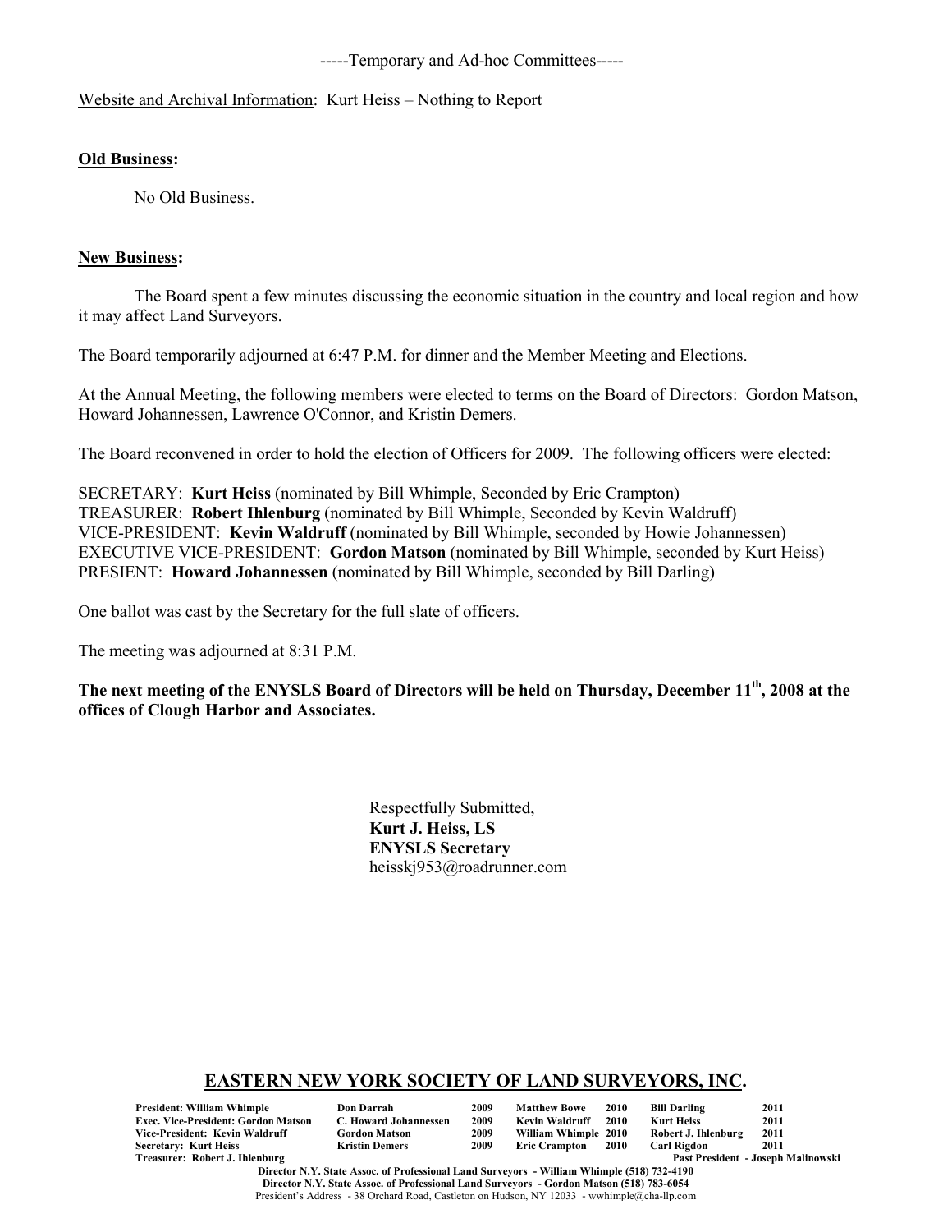-----Temporary and Ad-hoc Committees-----

Website and Archival Information: Kurt Heiss – Nothing to Report

**Old Business:**

No Old Business.

**New Business:**

The Board spent a few minutes discussing the economic situation in the country and local region and how it may affect Land Surveyors.

The Board temporarily adjourned at 6:47 P.M. for dinner and the Member Meeting and Elections.

At the Annual Meeting, the following members were elected to terms on the Board of Directors: Gordon Matson, Howard Johannessen, Lawrence O'Connor, and Kristin Demers.

The Board reconvened in order to hold the election of Officers for 2009. The following officers were elected:

SECRETARY: **Kurt Heiss** (nominated by Bill Whimple, Seconded by Eric Crampton)
TREASURER: **Robert Ihlenburg** (nominated by Bill Whimple, Seconded by Kevin Waldruff)
VICE-PRESIDENT: **Kevin Waldruff** (nominated by Bill Whimple, seconded by Howie Johannessen)
EXECUTIVE VICE-PRESIDENT: **Gordon Matson** (nominated by Bill Whimple, seconded by Kurt Heiss)
PRESIENT: **Howard Johannessen** (nominated by Bill Whimple, seconded by Bill Darling)

One ballot was cast by the Secretary for the full slate of officers.

The meeting was adjourned at 8:31 P.M.

**The next meeting of the ENYSLS Board of Directors will be held on Thursday, December 11th, 2008 at the offices of Clough Harbor and Associates.**

Respectfully Submitted,
**Kurt J. Heiss, LS**
**ENYSLS Secretary**
heisskj953@roadrunner.com